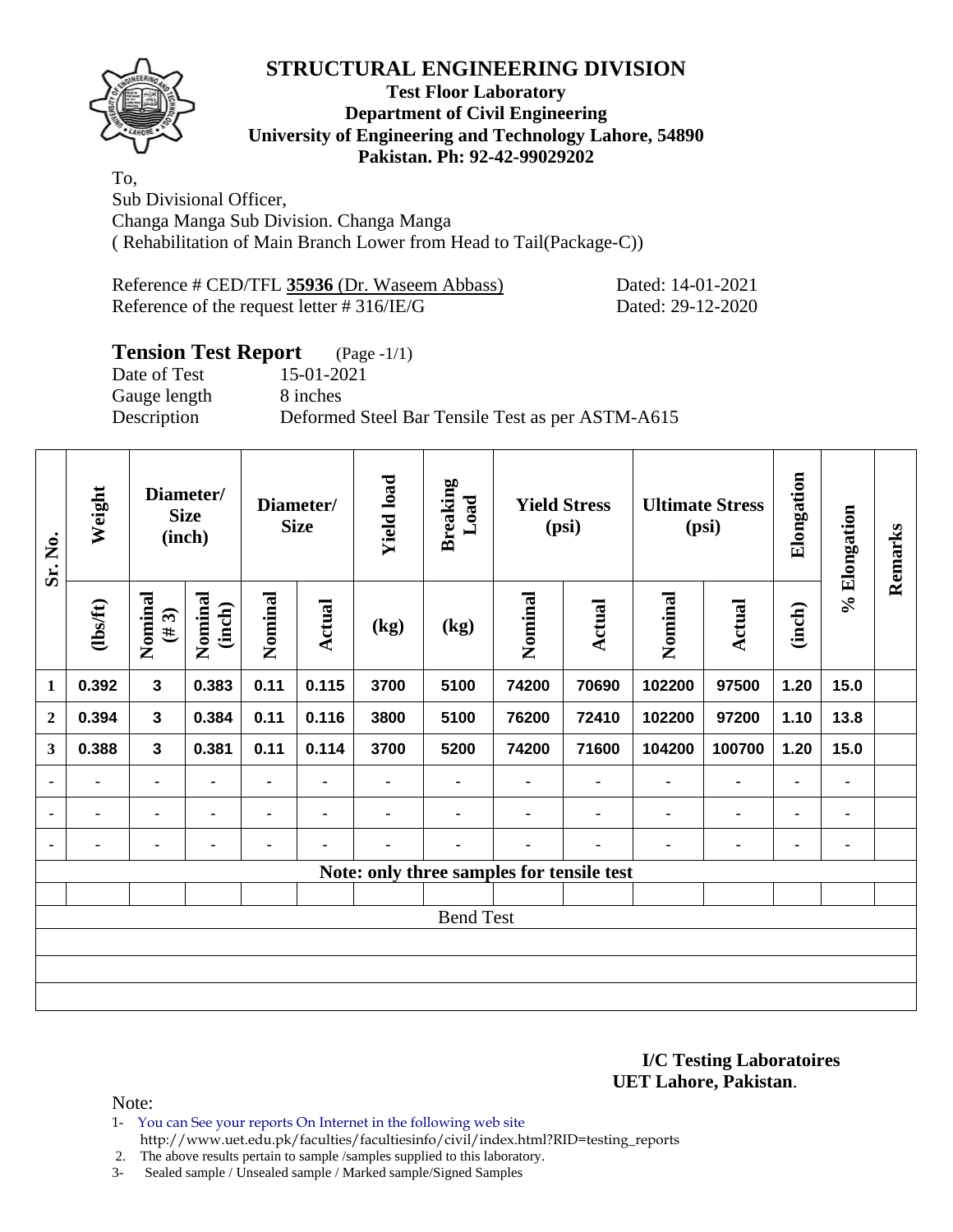# STRUCTURAL ENGINEERING DIVISION

**Test Floor Laboratory**
**Department of Civil Engineering**
**University of Engineering and Technology Lahore, 54890**
**Pakistan. Ph: 92-42-99029202**

To,
Sub Divisional Officer,
Changa Manga Sub Division. Changa Manga
( Rehabilitation of Main Branch Lower from Head to Tail(Package-C))

Reference # CED/TFL **35936** (Dr. Waseem Abbass) Dated: 14-01-2021
Reference of the request letter # 316/IE/G Dated: 29-12-2020

## Tension Test Report (Page -1/1)

Date of Test 15-01-2021
Gauge length 8 inches
Description Deformed Steel Bar Tensile Test as per ASTM-A615

| Sr. No. | Weight | Diameter/ Size (inch) | | Diameter/ Size | | Yield load | Breaking Load | Yield Stress (psi) | | Ultimate Stress (psi) | | Elongation | % Elongation | Remarks |
|---|---|---|---|---|---|---|---|---|---|---|---|---|---|---|
| | (lbs/ft) | Nominal (# 3) | Nominal (inch) | Nominal | Actual | (kg) | (kg) | Nominal | Actual | Nominal | Actual | (inch) | | |
| 1 | 0.392 | 3 | 0.383 | 0.11 | 0.115 | 3700 | 5100 | 74200 | 70690 | 102200 | 97500 | 1.20 | 15.0 | |
| 2 | 0.394 | 3 | 0.384 | 0.11 | 0.116 | 3800 | 5100 | 76200 | 72410 | 102200 | 97200 | 1.10 | 13.8 | |
| 3 | 0.388 | 3 | 0.381 | 0.11 | 0.114 | 3700 | 5200 | 74200 | 71600 | 104200 | 100700 | 1.20 | 15.0 | |
| - | - | - | - | - | - | - | - | - | - | - | - | - | - | |
| - | - | - | - | - | - | - | - | - | - | - | - | - | - | |
| - | - | - | - | - | - | - | - | - | - | - | - | - | - | |
| Note: only three samples for tensile test | | | | | | | | | | | | | | |
| | | | | | | | | | | | | | | |
| Bend Test | | | | | | | | | | | | | | |
| | | | | | | | | | | | | | | |
| | | | | | | | | | | | | | | |
| | | | | | | | | | | | | | | |

**I/C Testing Laboratoires**
**UET Lahore, Pakistan**.

Note:
1- You can See your reports On Internet in the following web site
http://www.uet.edu.pk/faculties/facultiesinfo/civil/index.html?RID=testing_reports
2. The above results pertain to sample /samples supplied to this laboratory.
3- Sealed sample / Unsealed sample / Marked sample/Signed Samples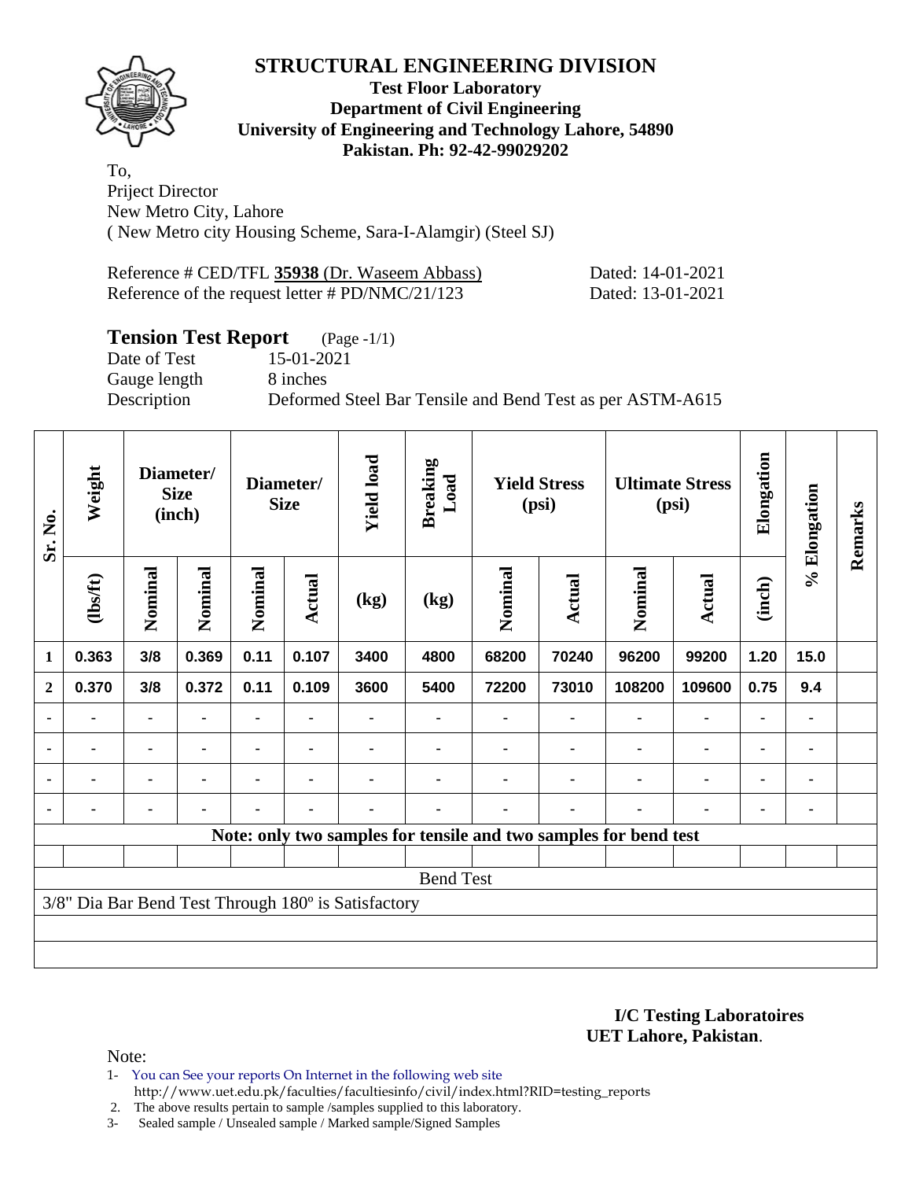# STRUCTURAL ENGINEERING DIVISION

**Test Floor Laboratory**
**Department of Civil Engineering**
**University of Engineering and Technology Lahore, 54890**
**Pakistan. Ph: 92-42-99029202**

To,
Priject Director
New Metro City, Lahore
( New Metro city Housing Scheme, Sara-I-Alamgir) (Steel SJ)

Reference # CED/TFL **35938** (Dr. Waseem Abbass) Dated: 14-01-2021
Reference of the request letter # PD/NMC/21/123 Dated: 13-01-2021

## Tension Test Report (Page -1/1)

Date of Test 15-01-2021
Gauge length 8 inches
Description Deformed Steel Bar Tensile and Bend Test as per ASTM-A615

| Sr. No. | Weight | Diameter/ Size (inch) | | Diameter/ Size | | Yield load | Breaking Load | Yield Stress (psi) | | Ultimate Stress (psi) | | Elongation | % Elongation | Remarks |
|---|---|---|---|---|---|---|---|---|---|---|---|---|---|---|
| | (lbs/ft) | Nominal | Nominal | Nominal | Actual | (kg) | (kg) | Nominal | Actual | Nominal | Actual | (inch) | | |
| 1 | 0.363 | 3/8 | 0.369 | 0.11 | 0.107 | 3400 | 4800 | 68200 | 70240 | 96200 | 99200 | 1.20 | 15.0 | |
| 2 | 0.370 | 3/8 | 0.372 | 0.11 | 0.109 | 3600 | 5400 | 72200 | 73010 | 108200 | 109600 | 0.75 | 9.4 | |
| - | - | - | - | - | - | - | - | - | - | - | - | - | - | |
| - | - | - | - | - | - | - | - | - | - | - | - | - | - | |
| - | - | - | - | - | - | - | - | - | - | - | - | - | - | |
| - | - | - | - | - | - | - | - | - | - | - | - | - | - | |
| Note: only two samples for tensile and two samples for bend test | | | | | | | | | | | | | | |
| Bend Test | | | | | | | | | | | | | | |
| 3/8" Dia Bar Bend Test Through 180º is Satisfactory | | | | | | | | | | | | | | |

**I/C Testing Laboratoires**
**UET Lahore, Pakistan**.

Note:

1- You can See your reports On Internet in the following web site
http://www.uet.edu.pk/faculties/facultiesinfo/civil/index.html?RID=testing_reports
2. The above results pertain to sample /samples supplied to this laboratory.
3- Sealed sample / Unsealed sample / Marked sample/Signed Samples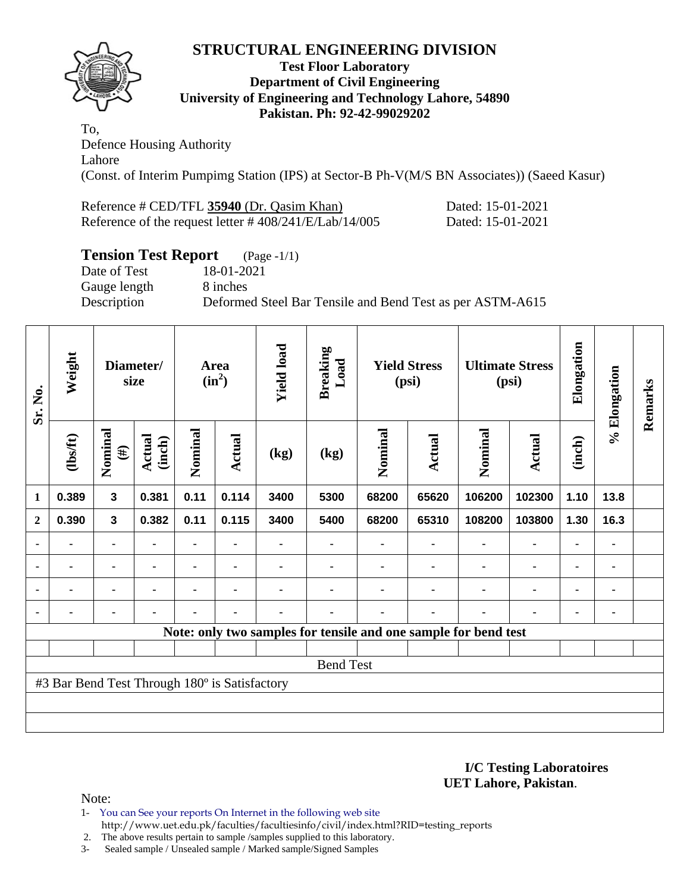# STRUCTURAL ENGINEERING DIVISION

**Test Floor Laboratory**
**Department of Civil Engineering**
**University of Engineering and Technology Lahore, 54890**
**Pakistan. Ph: 92-42-99029202**

To,
Defence Housing Authority
Lahore
(Const. of Interim Pumpimg Station (IPS) at Sector-B Ph-V(M/S BN Associates)) (Saeed Kasur)

Reference # CED/TFL **35940** (Dr. Qasim Khan) Dated: 15-01-2021
Reference of the request letter # 408/241/E/Lab/14/005 Dated: 15-01-2021

## Tension Test Report (Page -1/1)

Date of Test 18-01-2021
Gauge length 8 inches
Description Deformed Steel Bar Tensile and Bend Test as per ASTM-A615

| Sr. No. | Weight | Diameter/ size | | Area ($in^2$) | | Yield load | Breaking Load | Yield Stress (psi) | | Ultimate Stress (psi) | | Elongation | % Elongation | Remarks |
|---|---|---|---|---|---|---|---|---|---|---|---|---|---|---|
| | (lbs/ft) | Nominal (#) | Actual (inch) | Nominal | Actual | (kg) | (kg) | Nominal | Actual | Nominal | Actual | (inch) | | |
| 1 | 0.389 | 3 | 0.381 | 0.11 | 0.114 | 3400 | 5300 | 68200 | 65620 | 106200 | 102300 | 1.10 | 13.8 | |
| 2 | 0.390 | 3 | 0.382 | 0.11 | 0.115 | 3400 | 5400 | 68200 | 65310 | 108200 | 103800 | 1.30 | 16.3 | |
| - | - | - | - | - | - | - | - | - | - | - | - | - | - | |
| - | - | - | - | - | - | - | - | - | - | - | - | - | - | |
| - | - | - | - | - | - | - | - | - | - | - | - | - | - | |
| - | - | - | - | - | - | - | - | - | - | - | - | - | - | |

**Note: only two samples for tensile and one sample for bend test**

Bend Test

#3 Bar Bend Test Through 180º is Satisfactory

**I/C Testing Laboratoires**
**UET Lahore, Pakistan**.

Note:
1- You can See your reports On Internet in the following web site
http://www.uet.edu.pk/faculties/facultiesinfo/civil/index.html?RID=testing_reports
2. The above results pertain to sample /samples supplied to this laboratory.
3- Sealed sample / Unsealed sample / Marked sample/Signed Samples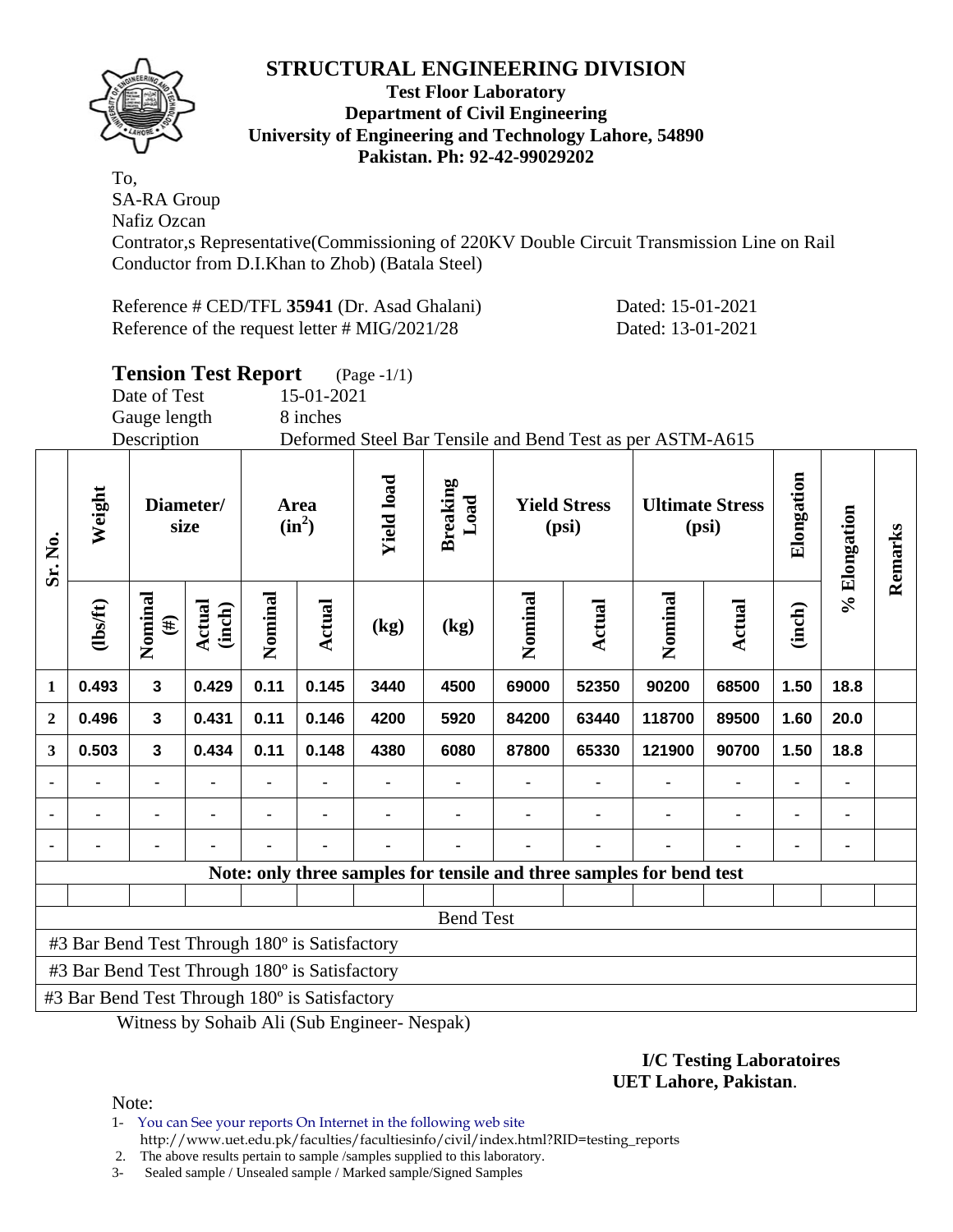# STRUCTURAL ENGINEERING DIVISION

**Test Floor Laboratory**
**Department of Civil Engineering**
**University of Engineering and Technology Lahore, 54890**
**Pakistan. Ph: 92-42-99029202**

To,
SA-RA Group
Nafiz Ozcan
Contrator,s Representative(Commissioning of 220KV Double Circuit Transmission Line on Rail Conductor from D.I.Khan to Zhob) (Batala Steel)

Reference # CED/TFL **35941** (Dr. Asad Ghalani) Dated: 15-01-2021
Reference of the request letter # MIG/2021/28 Dated: 13-01-2021

## Tension Test Report (Page -1/1)

Date of Test 15-01-2021
Gauge length 8 inches
Description Deformed Steel Bar Tensile and Bend Test as per ASTM-A615

| Sr. No. | Weight | Diameter/ size | | Area ($in^2$) | | Yield load | Breaking Load | Yield Stress (psi) | | Ultimate Stress (psi) | | Elongation | % Elongation | Remarks |
|---|---|---|---|---|---|---|---|---|---|---|---|---|---|---|
| | (lbs/ft) | Nominal (#) | Actual (inch) | Nominal | Actual | (kg) | (kg) | Nominal | Actual | Nominal | Actual | (inch) | | |
| 1 | 0.493 | 3 | 0.429 | 0.11 | 0.145 | 3440 | 4500 | 69000 | 52350 | 90200 | 68500 | 1.50 | 18.8 | |
| 2 | 0.496 | 3 | 0.431 | 0.11 | 0.146 | 4200 | 5920 | 84200 | 63440 | 118700 | 89500 | 1.60 | 20.0 | |
| 3 | 0.503 | 3 | 0.434 | 0.11 | 0.148 | 4380 | 6080 | 87800 | 65330 | 121900 | 90700 | 1.50 | 18.8 | |
| - | - | - | - | - | - | - | - | - | - | - | - | - | - | |
| - | - | - | - | - | - | - | - | - | - | - | - | - | - | |
| - | - | - | - | - | - | - | - | - | - | - | - | - | - | |

**Note: only three samples for tensile and three samples for bend test**

Bend Test

#3 Bar Bend Test Through 180º is Satisfactory
#3 Bar Bend Test Through 180º is Satisfactory
#3 Bar Bend Test Through 180º is Satisfactory

Witness by Sohaib Ali (Sub Engineer- Nespak)

**I/C Testing Laboratoires**
**UET Lahore, Pakistan**.

Note:
1- You can See your reports On Internet in the following web site
http://www.uet.edu.pk/faculties/facultiesinfo/civil/index.html?RID=testing_reports
2. The above results pertain to sample /samples supplied to this laboratory.
3- Sealed sample / Unsealed sample / Marked sample/Signed Samples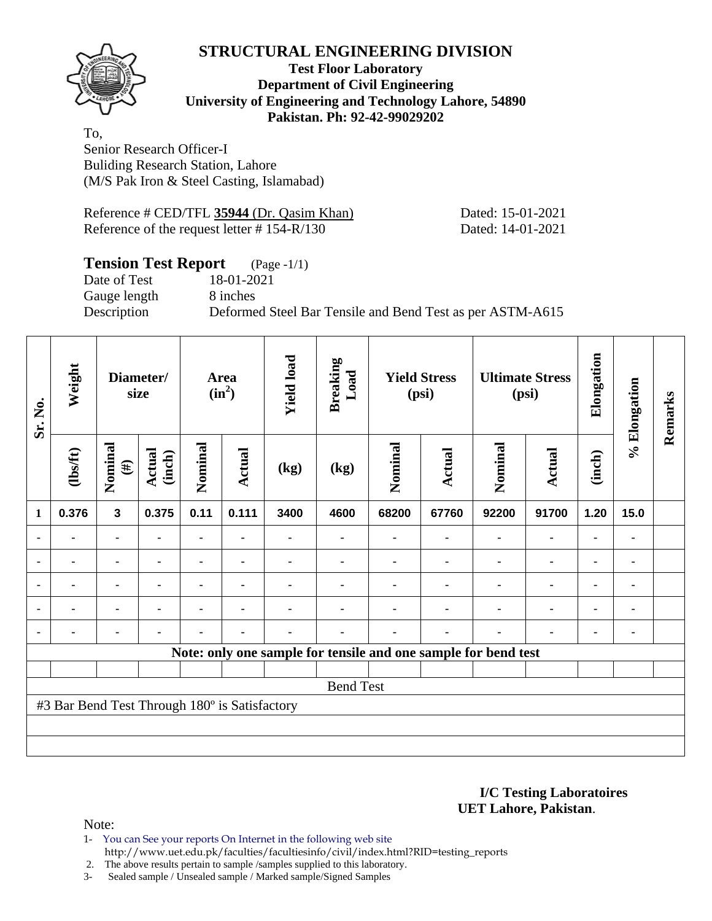# STRUCTURAL ENGINEERING DIVISION

**Test Floor Laboratory**
**Department of Civil Engineering**
**University of Engineering and Technology Lahore, 54890**
**Pakistan. Ph: 92-42-99029202**

To,
Senior Research Officer-I
Buliding Research Station, Lahore
(M/S Pak Iron & Steel Casting, Islamabad)

Reference # CED/TFL **35944** (Dr. Qasim Khan) Dated: 15-01-2021
Reference of the request letter # 154-R/130 Dated: 14-01-2021

## Tension Test Report (Page -1/1)

Date of Test 18-01-2021
Gauge length 8 inches
Description Deformed Steel Bar Tensile and Bend Test as per ASTM-A615

| Sr. No. | Weight | Diameter/ size | | Area ($in^2$) | | Yield load | Breaking Load | Yield Stress (psi) | | Ultimate Stress (psi) | | Elongation | % Elongation | Remarks |
|---|---|---|---|---|---|---|---|---|---|---|---|---|---|---|
| | (lbs/ft) | Nominal (#) | Actual (inch) | Nominal | Actual | (kg) | (kg) | Nominal | Actual | Nominal | Actual | (inch) | | |
| 1 | 0.376 | 3 | 0.375 | 0.11 | 0.111 | 3400 | 4600 | 68200 | 67760 | 92200 | 91700 | 1.20 | 15.0 | |
| - | - | - | - | - | - | - | - | - | - | - | - | - | - | |
| - | - | - | - | - | - | - | - | - | - | - | - | - | - | |
| - | - | - | - | - | - | - | - | - | - | - | - | - | - | |
| - | - | - | - | - | - | - | - | - | - | - | - | - | - | |
| - | - | - | - | - | - | - | - | - | - | - | - | - | - | |
| Note: only one sample for tensile and one sample for bend test | | | | | | | | | | | | | | |
| | | | | | | | | | | | | | | |
| Bend Test | | | | | | | | | | | | | | |
| #3 Bar Bend Test Through 180º is Satisfactory | | | | | | | | | | | | | | |

**I/C Testing Laboratoires**
**UET Lahore, Pakistan**.

Note:

1- You can See your reports On Internet in the following web site
http://www.uet.edu.pk/faculties/facultiesinfo/civil/index.html?RID=testing_reports
2. The above results pertain to sample /samples supplied to this laboratory.
3- Sealed sample / Unsealed sample / Marked sample/Signed Samples